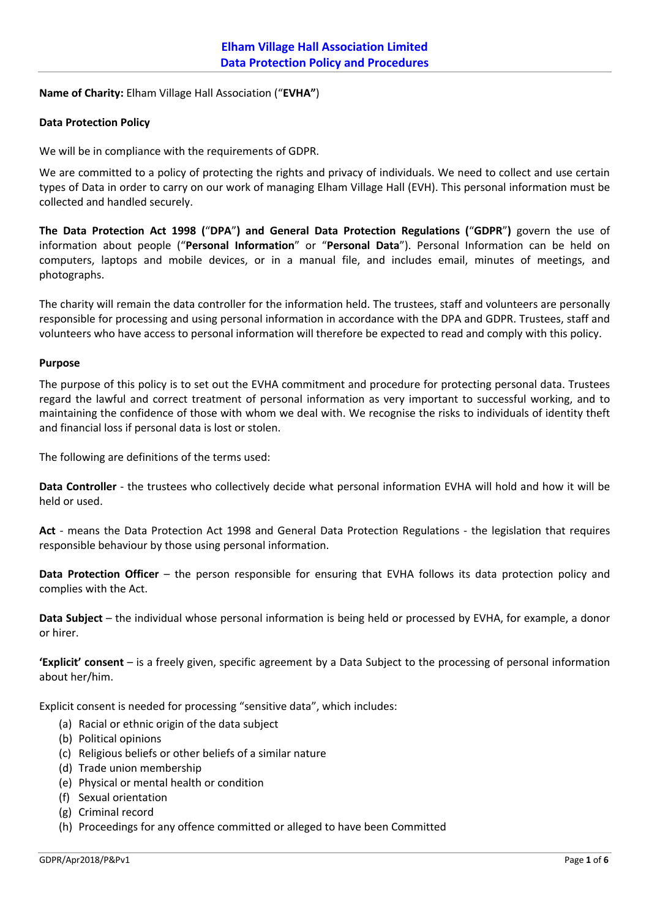# Elham Village Hall Association Limited
## Data Protection Policy and Procedures

**Name of Charity:** Elham Village Hall Association ("**EVHA"**)

**Data Protection Policy**

We will be in compliance with the requirements of GDPR.

We are committed to a policy of protecting the rights and privacy of individuals. We need to collect and use certain types of Data in order to carry on our work of managing Elham Village Hall (EVH). This personal information must be collected and handled securely.

**The Data Protection Act 1998 (**"**DPA**"**) and General Data Protection Regulations (**"**GDPR**"**)** govern the use of information about people ("**Personal Information**" or "**Personal Data**"). Personal Information can be held on computers, laptops and mobile devices, or in a manual file, and includes email, minutes of meetings, and photographs.

The charity will remain the data controller for the information held. The trustees, staff and volunteers are personally responsible for processing and using personal information in accordance with the DPA and GDPR. Trustees, staff and volunteers who have access to personal information will therefore be expected to read and comply with this policy.

**Purpose**

The purpose of this policy is to set out the EVHA commitment and procedure for protecting personal data. Trustees regard the lawful and correct treatment of personal information as very important to successful working, and to maintaining the confidence of those with whom we deal with. We recognise the risks to individuals of identity theft and financial loss if personal data is lost or stolen.

The following are definitions of the terms used:

**Data Controller** - the trustees who collectively decide what personal information EVHA will hold and how it will be held or used.

**Act** - means the Data Protection Act 1998 and General Data Protection Regulations - the legislation that requires responsible behaviour by those using personal information.

**Data Protection Officer** – the person responsible for ensuring that EVHA follows its data protection policy and complies with the Act.

**Data Subject** – the individual whose personal information is being held or processed by EVHA, for example, a donor or hirer.

**'Explicit' consent** – is a freely given, specific agreement by a Data Subject to the processing of personal information about her/him.

Explicit consent is needed for processing "sensitive data", which includes:

(a) Racial or ethnic origin of the data subject
(b) Political opinions
(c) Religious beliefs or other beliefs of a similar nature
(d) Trade union membership
(e) Physical or mental health or condition
(f) Sexual orientation
(g) Criminal record
(h) Proceedings for any offence committed or alleged to have been Committed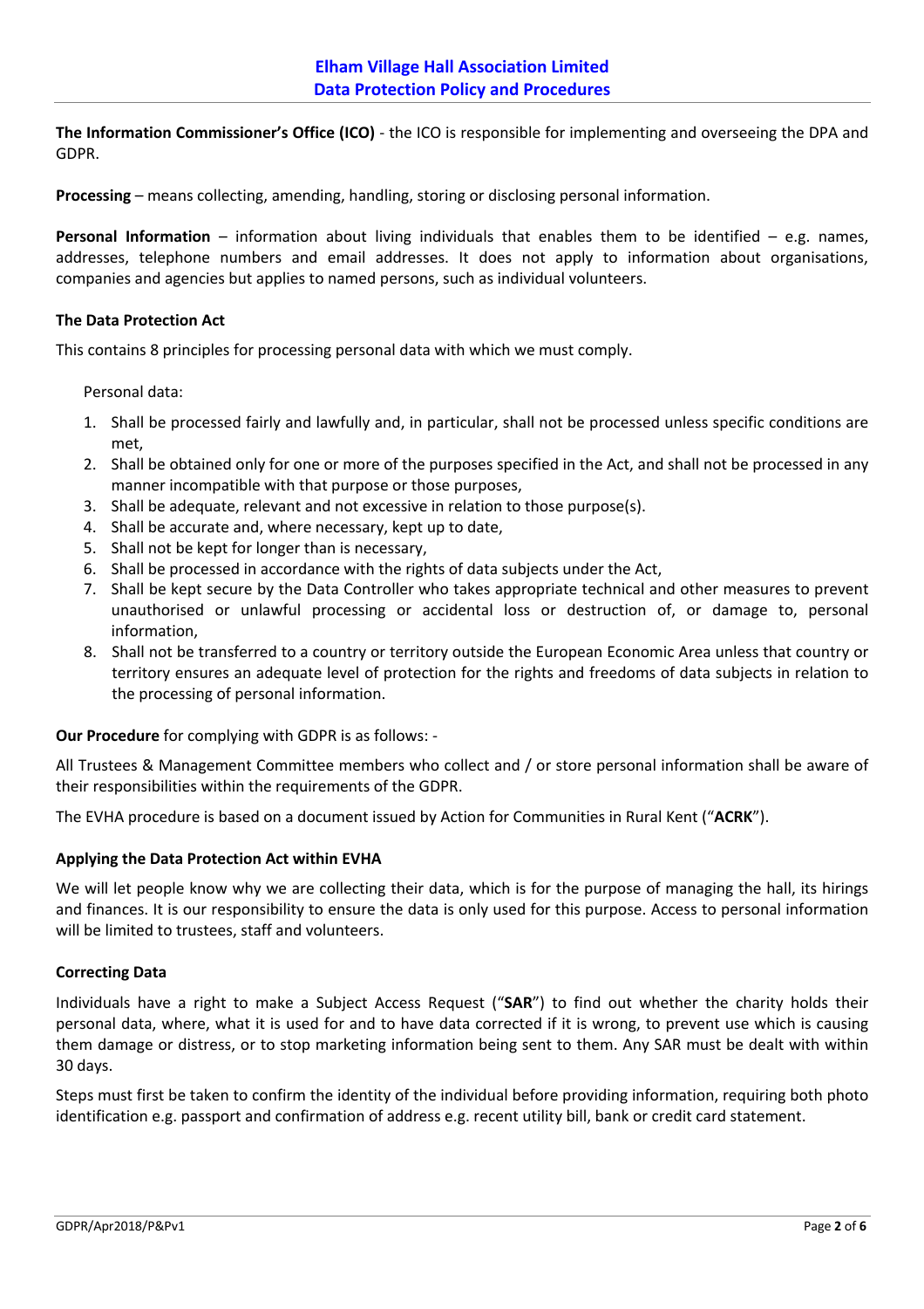**The Information Commissioner's Office (ICO)** - the ICO is responsible for implementing and overseeing the DPA and GDPR.

**Processing** – means collecting, amending, handling, storing or disclosing personal information.

**Personal Information** – information about living individuals that enables them to be identified – e.g. names, addresses, telephone numbers and email addresses. It does not apply to information about organisations, companies and agencies but applies to named persons, such as individual volunteers.

### The Data Protection Act

This contains 8 principles for processing personal data with which we must comply.

Personal data:

1. Shall be processed fairly and lawfully and, in particular, shall not be processed unless specific conditions are met,
2. Shall be obtained only for one or more of the purposes specified in the Act, and shall not be processed in any manner incompatible with that purpose or those purposes,
3. Shall be adequate, relevant and not excessive in relation to those purpose(s).
4. Shall be accurate and, where necessary, kept up to date,
5. Shall not be kept for longer than is necessary,
6. Shall be processed in accordance with the rights of data subjects under the Act,
7. Shall be kept secure by the Data Controller who takes appropriate technical and other measures to prevent unauthorised or unlawful processing or accidental loss or destruction of, or damage to, personal information,
8. Shall not be transferred to a country or territory outside the European Economic Area unless that country or territory ensures an adequate level of protection for the rights and freedoms of data subjects in relation to the processing of personal information.

**Our Procedure** for complying with GDPR is as follows: -

All Trustees & Management Committee members who collect and / or store personal information shall be aware of their responsibilities within the requirements of the GDPR.

The EVHA procedure is based on a document issued by Action for Communities in Rural Kent ("**ACRK**").

### Applying the Data Protection Act within EVHA

We will let people know why we are collecting their data, which is for the purpose of managing the hall, its hirings and finances. It is our responsibility to ensure the data is only used for this purpose. Access to personal information will be limited to trustees, staff and volunteers.

### Correcting Data

Individuals have a right to make a Subject Access Request ("**SAR**") to find out whether the charity holds their personal data, where, what it is used for and to have data corrected if it is wrong, to prevent use which is causing them damage or distress, or to stop marketing information being sent to them. Any SAR must be dealt with within 30 days.

Steps must first be taken to confirm the identity of the individual before providing information, requiring both photo identification e.g. passport and confirmation of address e.g. recent utility bill, bank or credit card statement.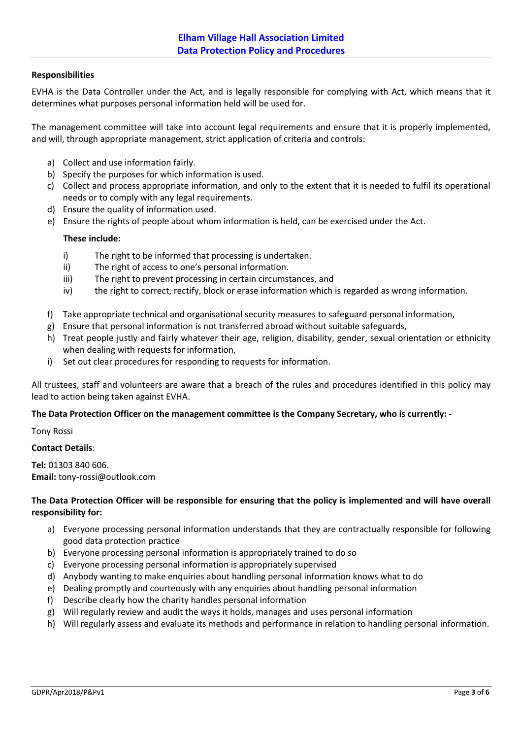**Responsibilities**

EVHA is the Data Controller under the Act, and is legally responsible for complying with Act, which means that it determines what purposes personal information held will be used for.

The management committee will take into account legal requirements and ensure that it is properly implemented, and will, through appropriate management, strict application of criteria and controls:

a) Collect and use information fairly.
b) Specify the purposes for which information is used.
c) Collect and process appropriate information, and only to the extent that it is needed to fulfil its operational needs or to comply with any legal requirements.
d) Ensure the quality of information used.
e) Ensure the rights of people about whom information is held, can be exercised under the Act.

   **These include:**

   i) The right to be informed that processing is undertaken.
   ii) The right of access to one's personal information.
   iii) The right to prevent processing in certain circumstances, and
   iv) the right to correct, rectify, block or erase information which is regarded as wrong information.

f) Take appropriate technical and organisational security measures to safeguard personal information,
g) Ensure that personal information is not transferred abroad without suitable safeguards,
h) Treat people justly and fairly whatever their age, religion, disability, gender, sexual orientation or ethnicity when dealing with requests for information,
i) Set out clear procedures for responding to requests for information.

All trustees, staff and volunteers are aware that a breach of the rules and procedures identified in this policy may lead to action being taken against EVHA.

**The Data Protection Officer on the management committee is the Company Secretary, who is currently: -**

Tony Rossi

**Contact Details**:

**Tel:** 01303 840 606.
**Email:** tony-rossi@outlook.com

**The Data Protection Officer will be responsible for ensuring that the policy is implemented and will have overall responsibility for:**

a) Everyone processing personal information understands that they are contractually responsible for following good data protection practice
b) Everyone processing personal information is appropriately trained to do so
c) Everyone processing personal information is appropriately supervised
d) Anybody wanting to make enquiries about handling personal information knows what to do
e) Dealing promptly and courteously with any enquiries about handling personal information
f) Describe clearly how the charity handles personal information
g) Will regularly review and audit the ways it holds, manages and uses personal information
h) Will regularly assess and evaluate its methods and performance in relation to handling personal information.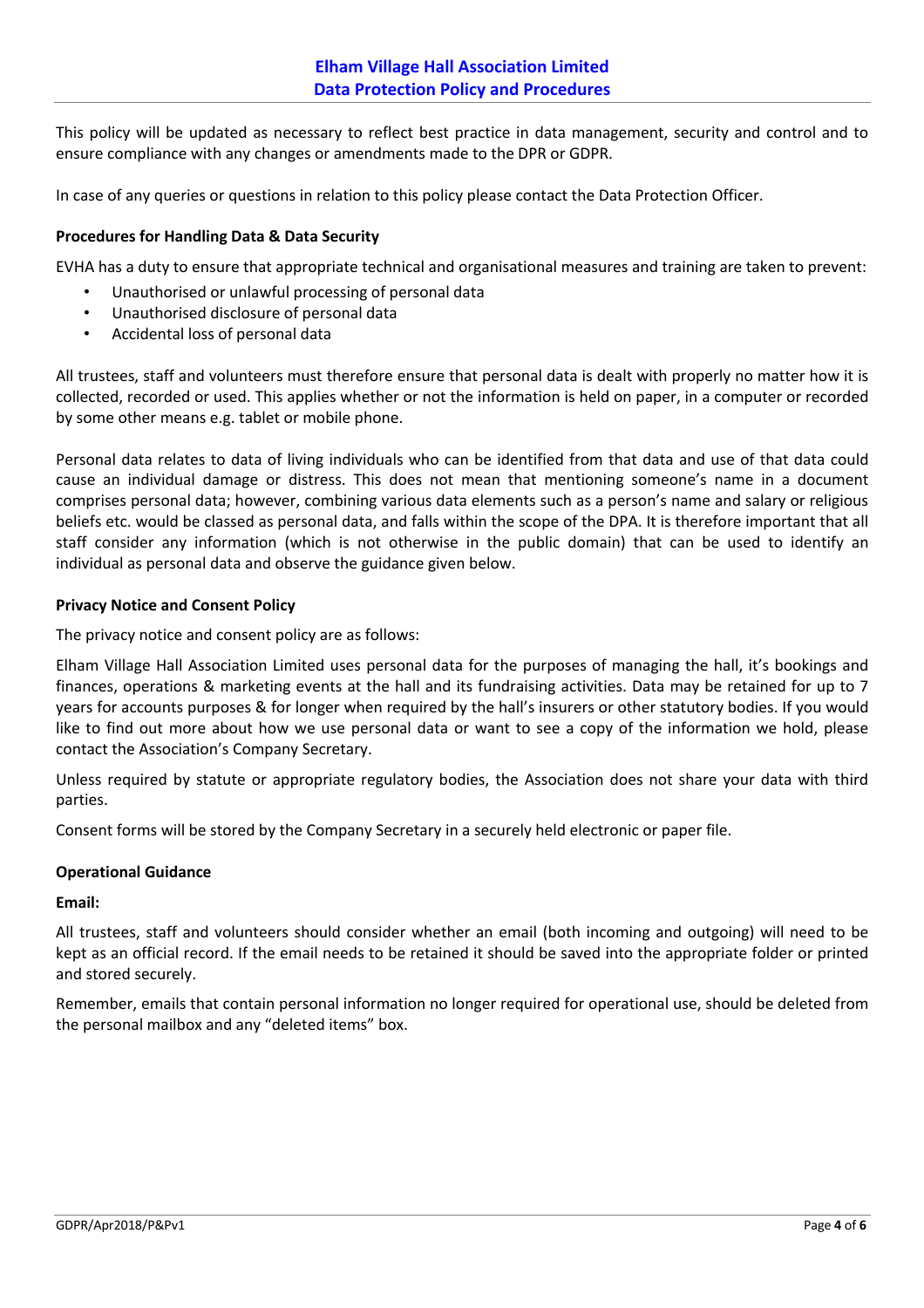This policy will be updated as necessary to reflect best practice in data management, security and control and to ensure compliance with any changes or amendments made to the DPR or GDPR.

In case of any queries or questions in relation to this policy please contact the Data Protection Officer.

**Procedures for Handling Data & Data Security**

EVHA has a duty to ensure that appropriate technical and organisational measures and training are taken to prevent:

- Unauthorised or unlawful processing of personal data
- Unauthorised disclosure of personal data
- Accidental loss of personal data

All trustees, staff and volunteers must therefore ensure that personal data is dealt with properly no matter how it is collected, recorded or used. This applies whether or not the information is held on paper, in a computer or recorded by some other means e.g. tablet or mobile phone.

Personal data relates to data of living individuals who can be identified from that data and use of that data could cause an individual damage or distress. This does not mean that mentioning someone's name in a document comprises personal data; however, combining various data elements such as a person's name and salary or religious beliefs etc. would be classed as personal data, and falls within the scope of the DPA. It is therefore important that all staff consider any information (which is not otherwise in the public domain) that can be used to identify an individual as personal data and observe the guidance given below.

**Privacy Notice and Consent Policy**

The privacy notice and consent policy are as follows:

Elham Village Hall Association Limited uses personal data for the purposes of managing the hall, it's bookings and finances, operations & marketing events at the hall and its fundraising activities. Data may be retained for up to 7 years for accounts purposes & for longer when required by the hall's insurers or other statutory bodies. If you would like to find out more about how we use personal data or want to see a copy of the information we hold, please contact the Association's Company Secretary.

Unless required by statute or appropriate regulatory bodies, the Association does not share your data with third parties.

Consent forms will be stored by the Company Secretary in a securely held electronic or paper file.

**Operational Guidance**

**Email:**

All trustees, staff and volunteers should consider whether an email (both incoming and outgoing) will need to be kept as an official record. If the email needs to be retained it should be saved into the appropriate folder or printed and stored securely.

Remember, emails that contain personal information no longer required for operational use, should be deleted from the personal mailbox and any "deleted items" box.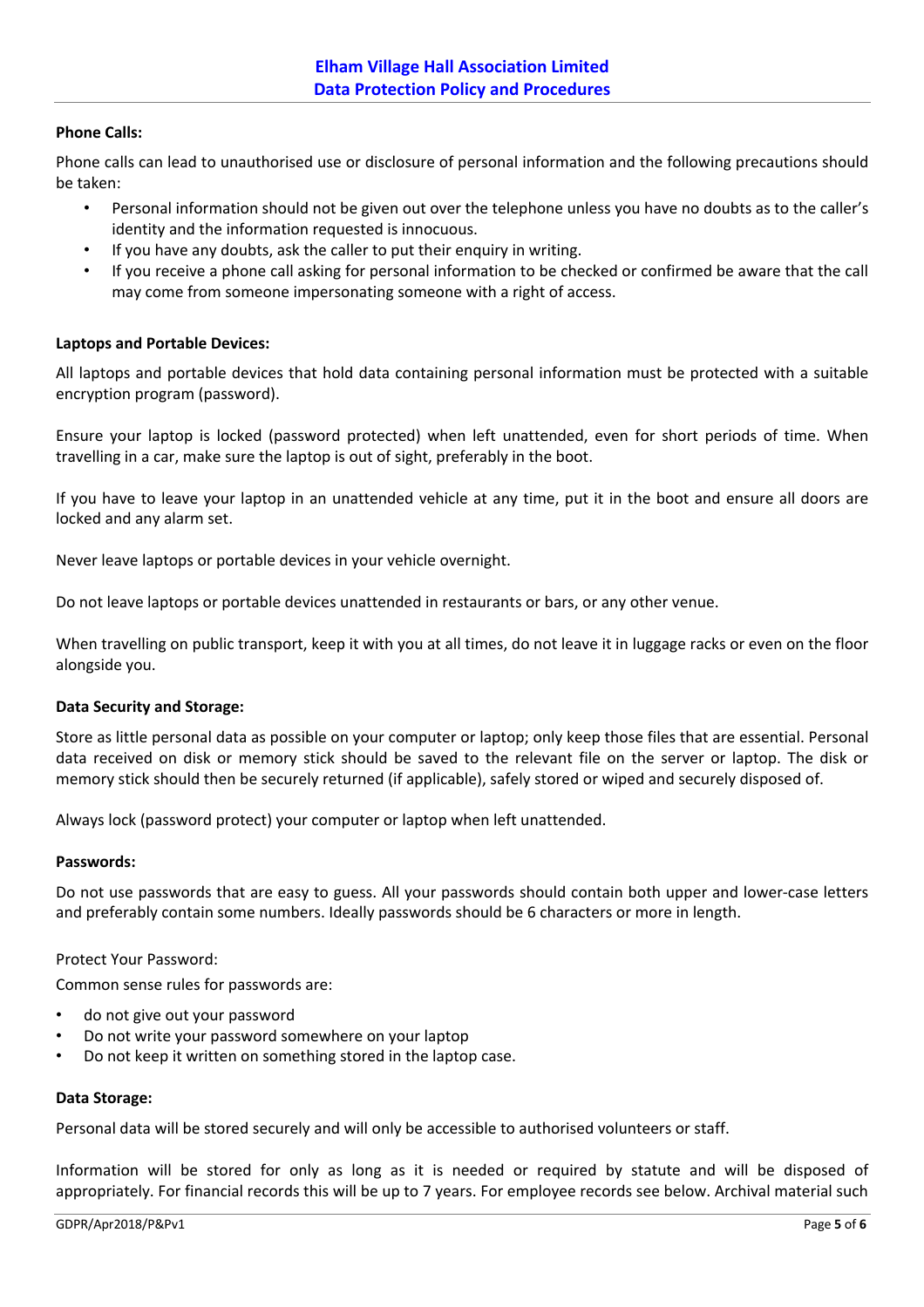**Phone Calls:**

Phone calls can lead to unauthorised use or disclosure of personal information and the following precautions should be taken:

- Personal information should not be given out over the telephone unless you have no doubts as to the caller's identity and the information requested is innocuous.
- If you have any doubts, ask the caller to put their enquiry in writing.
- If you receive a phone call asking for personal information to be checked or confirmed be aware that the call may come from someone impersonating someone with a right of access.

**Laptops and Portable Devices:**

All laptops and portable devices that hold data containing personal information must be protected with a suitable encryption program (password).

Ensure your laptop is locked (password protected) when left unattended, even for short periods of time. When travelling in a car, make sure the laptop is out of sight, preferably in the boot.

If you have to leave your laptop in an unattended vehicle at any time, put it in the boot and ensure all doors are locked and any alarm set.

Never leave laptops or portable devices in your vehicle overnight.

Do not leave laptops or portable devices unattended in restaurants or bars, or any other venue.

When travelling on public transport, keep it with you at all times, do not leave it in luggage racks or even on the floor alongside you.

**Data Security and Storage:**

Store as little personal data as possible on your computer or laptop; only keep those files that are essential. Personal data received on disk or memory stick should be saved to the relevant file on the server or laptop. The disk or memory stick should then be securely returned (if applicable), safely stored or wiped and securely disposed of.

Always lock (password protect) your computer or laptop when left unattended.

**Passwords:**

Do not use passwords that are easy to guess. All your passwords should contain both upper and lower-case letters and preferably contain some numbers. Ideally passwords should be 6 characters or more in length.

Protect Your Password:

Common sense rules for passwords are:

- do not give out your password
- Do not write your password somewhere on your laptop
- Do not keep it written on something stored in the laptop case.

**Data Storage:**

Personal data will be stored securely and will only be accessible to authorised volunteers or staff.

Information will be stored for only as long as it is needed or required by statute and will be disposed of appropriately. For financial records this will be up to 7 years. For employee records see below. Archival material such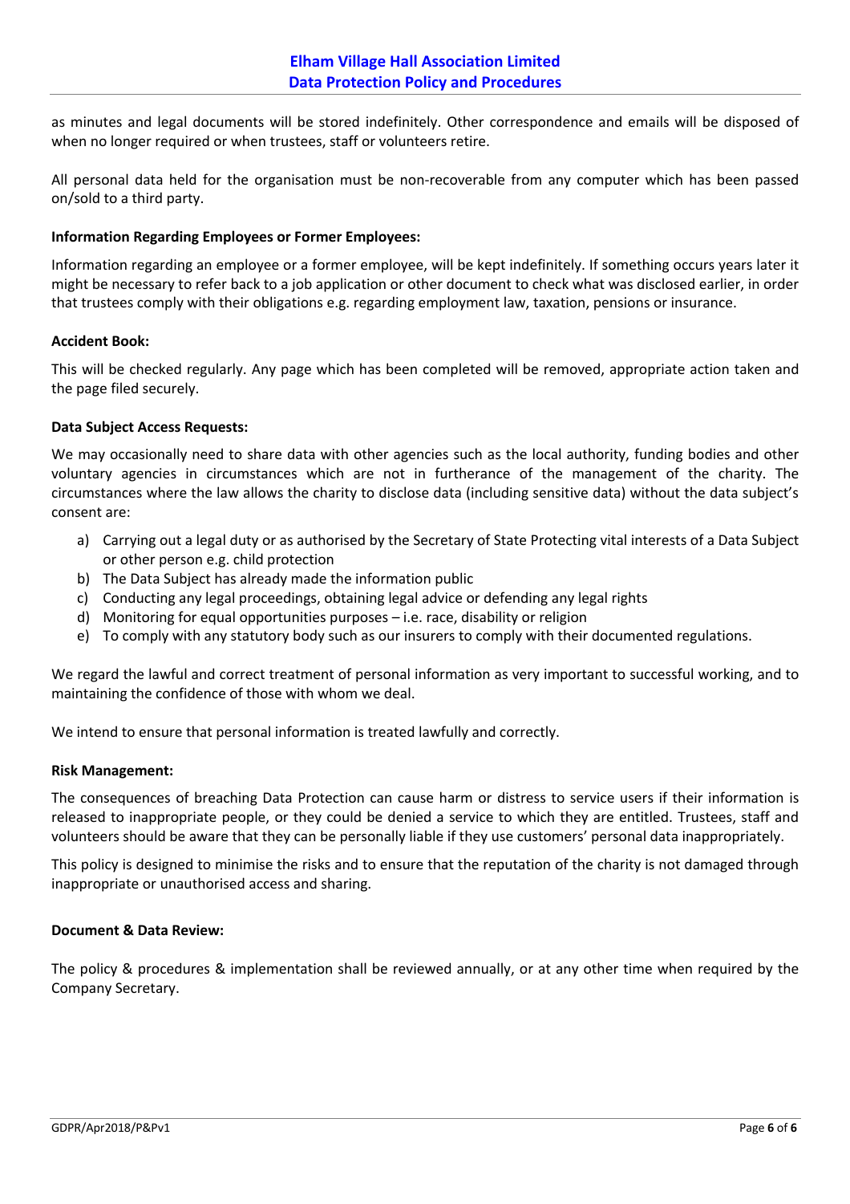as minutes and legal documents will be stored indefinitely. Other correspondence and emails will be disposed of when no longer required or when trustees, staff or volunteers retire.

All personal data held for the organisation must be non-recoverable from any computer which has been passed on/sold to a third party.

**Information Regarding Employees or Former Employees:**

Information regarding an employee or a former employee, will be kept indefinitely. If something occurs years later it might be necessary to refer back to a job application or other document to check what was disclosed earlier, in order that trustees comply with their obligations e.g. regarding employment law, taxation, pensions or insurance.

**Accident Book:**

This will be checked regularly. Any page which has been completed will be removed, appropriate action taken and the page filed securely.

**Data Subject Access Requests:**

We may occasionally need to share data with other agencies such as the local authority, funding bodies and other voluntary agencies in circumstances which are not in furtherance of the management of the charity. The circumstances where the law allows the charity to disclose data (including sensitive data) without the data subject's consent are:

a) Carrying out a legal duty or as authorised by the Secretary of State Protecting vital interests of a Data Subject or other person e.g. child protection
b) The Data Subject has already made the information public
c) Conducting any legal proceedings, obtaining legal advice or defending any legal rights
d) Monitoring for equal opportunities purposes – i.e. race, disability or religion
e) To comply with any statutory body such as our insurers to comply with their documented regulations.

We regard the lawful and correct treatment of personal information as very important to successful working, and to maintaining the confidence of those with whom we deal.

We intend to ensure that personal information is treated lawfully and correctly.

**Risk Management:**

The consequences of breaching Data Protection can cause harm or distress to service users if their information is released to inappropriate people, or they could be denied a service to which they are entitled. Trustees, staff and volunteers should be aware that they can be personally liable if they use customers' personal data inappropriately.

This policy is designed to minimise the risks and to ensure that the reputation of the charity is not damaged through inappropriate or unauthorised access and sharing.

**Document & Data Review:**

The policy & procedures & implementation shall be reviewed annually, or at any other time when required by the Company Secretary.